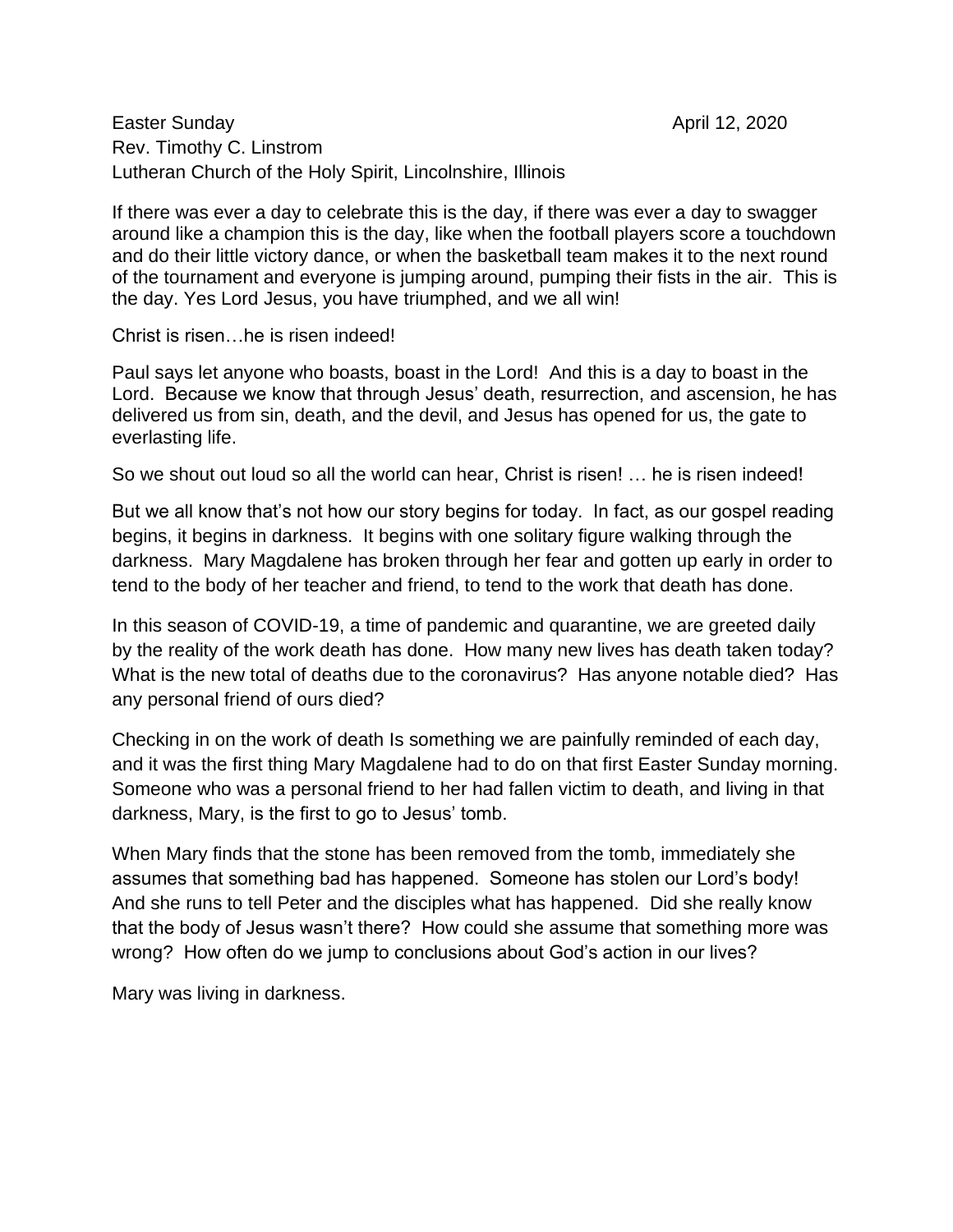Easter Sunday April 12, 2020

Rev. Timothy C. Linstrom

Lutheran Church of the Holy Spirit, Lincolnshire, Illinois

If there was ever a day to celebrate this is the day, if there was ever a day to swagger around like a champion this is the day, like when the football players score a touchdown and do their little victory dance, or when the basketball team makes it to the next round of the tournament and everyone is jumping around, pumping their fists in the air. This is the day. Yes Lord Jesus, you have triumphed, and we all win!

Christ is risen…he is risen indeed!

Paul says let anyone who boasts, boast in the Lord! And this is a day to boast in the Lord. Because we know that through Jesus' death, resurrection, and ascension, he has delivered us from sin, death, and the devil, and Jesus has opened for us, the gate to everlasting life.

So we shout out loud so all the world can hear, Christ is risen! … he is risen indeed!

But we all know that's not how our story begins for today. In fact, as our gospel reading begins, it begins in darkness. It begins with one solitary figure walking through the darkness. Mary Magdalene has broken through her fear and gotten up early in order to tend to the body of her teacher and friend, to tend to the work that death has done.

In this season of COVID-19, a time of pandemic and quarantine, we are greeted daily by the reality of the work death has done. How many new lives has death taken today? What is the new total of deaths due to the coronavirus? Has anyone notable died? Has any personal friend of ours died?

Checking in on the work of death Is something we are painfully reminded of each day, and it was the first thing Mary Magdalene had to do on that first Easter Sunday morning. Someone who was a personal friend to her had fallen victim to death, and living in that darkness, Mary, is the first to go to Jesus' tomb.

When Mary finds that the stone has been removed from the tomb, immediately she assumes that something bad has happened. Someone has stolen our Lord's body! And she runs to tell Peter and the disciples what has happened. Did she really know that the body of Jesus wasn't there? How could she assume that something more was wrong? How often do we jump to conclusions about God's action in our lives?

Mary was living in darkness.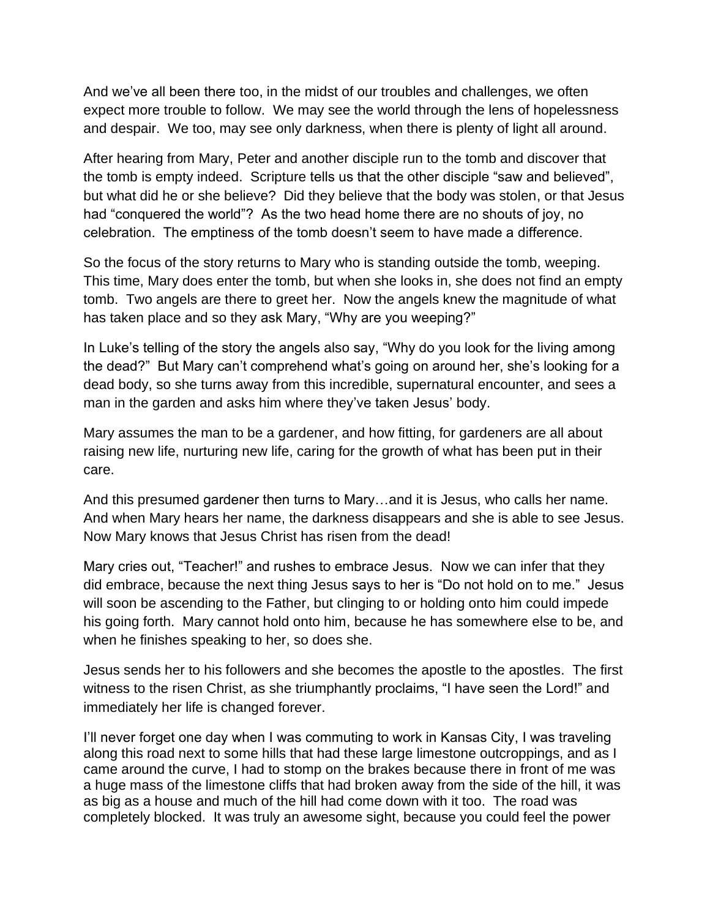And we've all been there too, in the midst of our troubles and challenges, we often expect more trouble to follow. We may see the world through the lens of hopelessness and despair. We too, may see only darkness, when there is plenty of light all around.

After hearing from Mary, Peter and another disciple run to the tomb and discover that the tomb is empty indeed. Scripture tells us that the other disciple "saw and believed", but what did he or she believe? Did they believe that the body was stolen, or that Jesus had "conquered the world"? As the two head home there are no shouts of joy, no celebration. The emptiness of the tomb doesn't seem to have made a difference.

So the focus of the story returns to Mary who is standing outside the tomb, weeping. This time, Mary does enter the tomb, but when she looks in, she does not find an empty tomb. Two angels are there to greet her. Now the angels knew the magnitude of what has taken place and so they ask Mary, "Why are you weeping?"

In Luke's telling of the story the angels also say, "Why do you look for the living among the dead?" But Mary can't comprehend what's going on around her, she's looking for a dead body, so she turns away from this incredible, supernatural encounter, and sees a man in the garden and asks him where they've taken Jesus' body.

Mary assumes the man to be a gardener, and how fitting, for gardeners are all about raising new life, nurturing new life, caring for the growth of what has been put in their care.

And this presumed gardener then turns to Mary…and it is Jesus, who calls her name. And when Mary hears her name, the darkness disappears and she is able to see Jesus. Now Mary knows that Jesus Christ has risen from the dead!

Mary cries out, "Teacher!" and rushes to embrace Jesus. Now we can infer that they did embrace, because the next thing Jesus says to her is "Do not hold on to me." Jesus will soon be ascending to the Father, but clinging to or holding onto him could impede his going forth. Mary cannot hold onto him, because he has somewhere else to be, and when he finishes speaking to her, so does she.

Jesus sends her to his followers and she becomes the apostle to the apostles. The first witness to the risen Christ, as she triumphantly proclaims, "I have seen the Lord!" and immediately her life is changed forever.

I'll never forget one day when I was commuting to work in Kansas City, I was traveling along this road next to some hills that had these large limestone outcroppings, and as I came around the curve, I had to stomp on the brakes because there in front of me was a huge mass of the limestone cliffs that had broken away from the side of the hill, it was as big as a house and much of the hill had come down with it too. The road was completely blocked. It was truly an awesome sight, because you could feel the power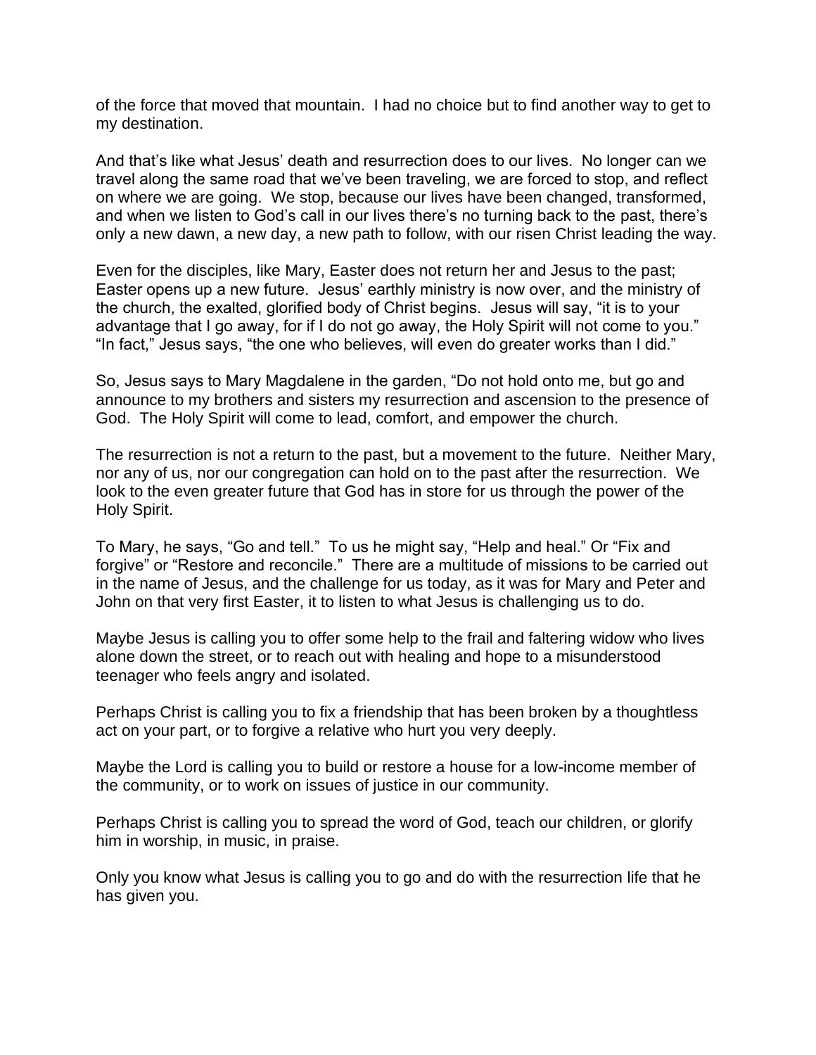of the force that moved that mountain. I had no choice but to find another way to get to my destination.

And that's like what Jesus' death and resurrection does to our lives. No longer can we travel along the same road that we've been traveling, we are forced to stop, and reflect on where we are going. We stop, because our lives have been changed, transformed, and when we listen to God's call in our lives there's no turning back to the past, there's only a new dawn, a new day, a new path to follow, with our risen Christ leading the way.

Even for the disciples, like Mary, Easter does not return her and Jesus to the past; Easter opens up a new future. Jesus' earthly ministry is now over, and the ministry of the church, the exalted, glorified body of Christ begins. Jesus will say, "it is to your advantage that I go away, for if I do not go away, the Holy Spirit will not come to you." "In fact," Jesus says, "the one who believes, will even do greater works than I did."

So, Jesus says to Mary Magdalene in the garden, "Do not hold onto me, but go and announce to my brothers and sisters my resurrection and ascension to the presence of God. The Holy Spirit will come to lead, comfort, and empower the church.

The resurrection is not a return to the past, but a movement to the future. Neither Mary, nor any of us, nor our congregation can hold on to the past after the resurrection. We look to the even greater future that God has in store for us through the power of the Holy Spirit.

To Mary, he says, "Go and tell." To us he might say, "Help and heal." Or "Fix and forgive" or "Restore and reconcile." There are a multitude of missions to be carried out in the name of Jesus, and the challenge for us today, as it was for Mary and Peter and John on that very first Easter, it to listen to what Jesus is challenging us to do.

Maybe Jesus is calling you to offer some help to the frail and faltering widow who lives alone down the street, or to reach out with healing and hope to a misunderstood teenager who feels angry and isolated.

Perhaps Christ is calling you to fix a friendship that has been broken by a thoughtless act on your part, or to forgive a relative who hurt you very deeply.

Maybe the Lord is calling you to build or restore a house for a low-income member of the community, or to work on issues of justice in our community.

Perhaps Christ is calling you to spread the word of God, teach our children, or glorify him in worship, in music, in praise.

Only you know what Jesus is calling you to go and do with the resurrection life that he has given you.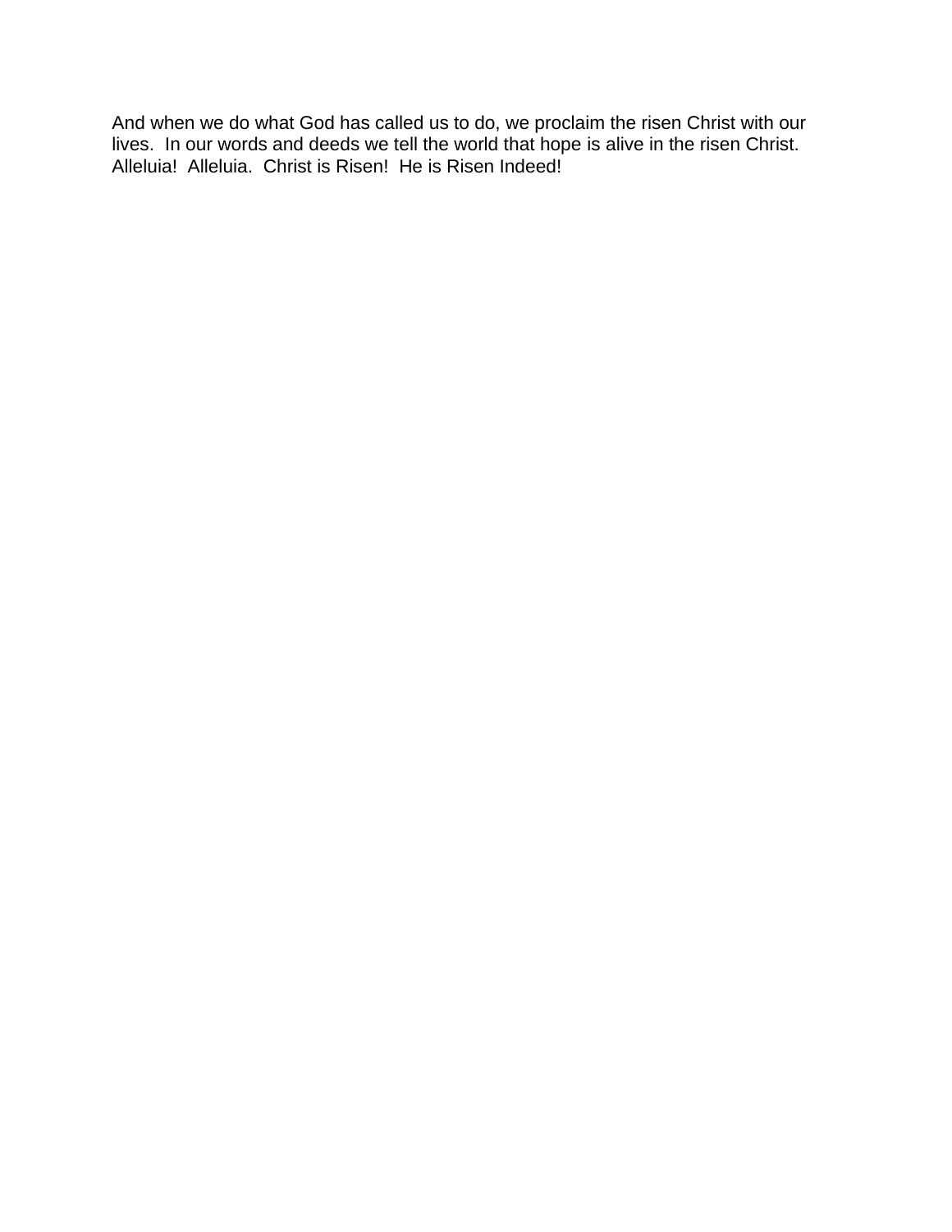And when we do what God has called us to do, we proclaim the risen Christ with our lives. In our words and deeds we tell the world that hope is alive in the risen Christ. Alleluia! Alleluia. Christ is Risen! He is Risen Indeed!